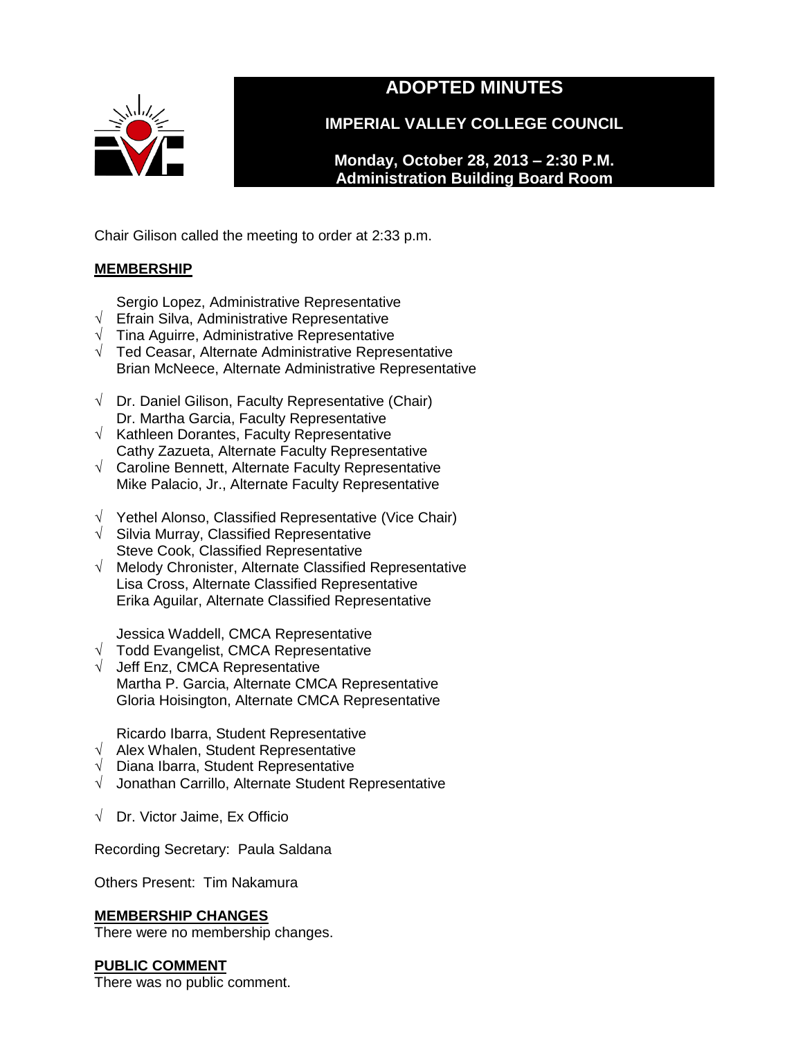# ADOPTED MINUTES

## IMPERIAL VALLEY COLLEGE COUNCIL

**Monday, October 28, 2013 – 2:30 P.M.**
**Administration Building Board Room**

Chair Gilison called the meeting to order at 2:33 p.m.

**MEMBERSHIP**

Sergio Lopez, Administrative Representative
√ Efrain Silva, Administrative Representative
√ Tina Aguirre, Administrative Representative
√ Ted Ceasar, Alternate Administrative Representative
Brian McNeece, Alternate Administrative Representative

√ Dr. Daniel Gilison, Faculty Representative (Chair)
Dr. Martha Garcia, Faculty Representative
√ Kathleen Dorantes, Faculty Representative
Cathy Zazueta, Alternate Faculty Representative
√ Caroline Bennett, Alternate Faculty Representative
Mike Palacio, Jr., Alternate Faculty Representative

√ Yethel Alonso, Classified Representative (Vice Chair)
√ Silvia Murray, Classified Representative
Steve Cook, Classified Representative
√ Melody Chronister, Alternate Classified Representative
Lisa Cross, Alternate Classified Representative
Erika Aguilar, Alternate Classified Representative

Jessica Waddell, CMCA Representative
√ Todd Evangelist, CMCA Representative
√ Jeff Enz, CMCA Representative
Martha P. Garcia, Alternate CMCA Representative
Gloria Hoisington, Alternate CMCA Representative

Ricardo Ibarra, Student Representative
√ Alex Whalen, Student Representative
√ Diana Ibarra, Student Representative
√ Jonathan Carrillo, Alternate Student Representative

√ Dr. Victor Jaime, Ex Officio

Recording Secretary: Paula Saldana

Others Present: Tim Nakamura

**MEMBERSHIP CHANGES**
There were no membership changes.

**PUBLIC COMMENT**
There was no public comment.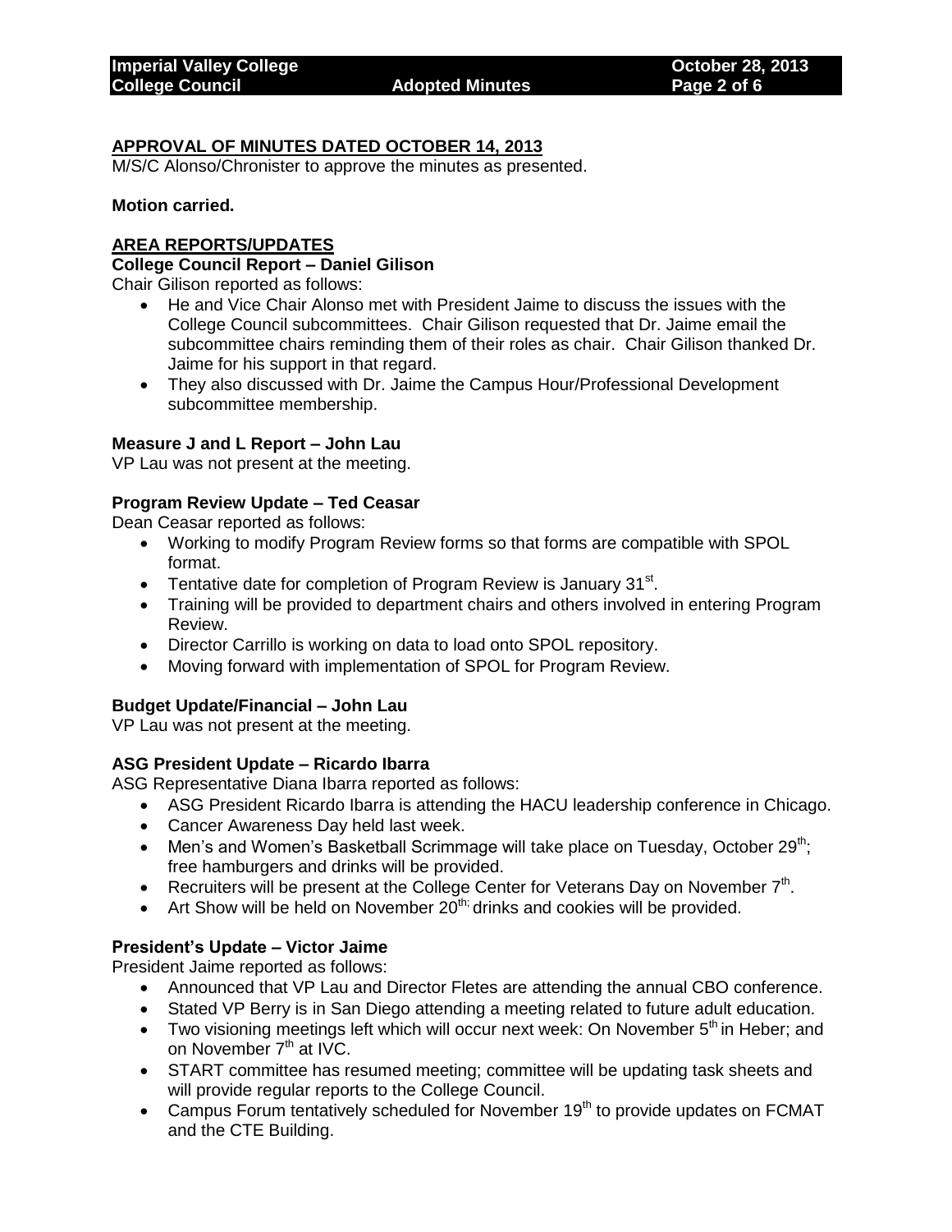**APPROVAL OF MINUTES DATED OCTOBER 14, 2013**

M/S/C Alonso/Chronister to approve the minutes as presented.

**Motion carried.**

**AREA REPORTS/UPDATES**

**College Council Report – Daniel Gilison**

Chair Gilison reported as follows:

- He and Vice Chair Alonso met with President Jaime to discuss the issues with the College Council subcommittees. Chair Gilison requested that Dr. Jaime email the subcommittee chairs reminding them of their roles as chair. Chair Gilison thanked Dr. Jaime for his support in that regard.
- They also discussed with Dr. Jaime the Campus Hour/Professional Development subcommittee membership.

**Measure J and L Report – John Lau**

VP Lau was not present at the meeting.

**Program Review Update – Ted Ceasar**

Dean Ceasar reported as follows:

- Working to modify Program Review forms so that forms are compatible with SPOL format.
- Tentative date for completion of Program Review is January 31st.
- Training will be provided to department chairs and others involved in entering Program Review.
- Director Carrillo is working on data to load onto SPOL repository.
- Moving forward with implementation of SPOL for Program Review.

**Budget Update/Financial – John Lau**

VP Lau was not present at the meeting.

**ASG President Update – Ricardo Ibarra**

ASG Representative Diana Ibarra reported as follows:

- ASG President Ricardo Ibarra is attending the HACU leadership conference in Chicago.
- Cancer Awareness Day held last week.
- Men's and Women's Basketball Scrimmage will take place on Tuesday, October 29th; free hamburgers and drinks will be provided.
- Recruiters will be present at the College Center for Veterans Day on November 7th.
- Art Show will be held on November 20th; drinks and cookies will be provided.

**President's Update – Victor Jaime**

President Jaime reported as follows:

- Announced that VP Lau and Director Fletes are attending the annual CBO conference.
- Stated VP Berry is in San Diego attending a meeting related to future adult education.
- Two visioning meetings left which will occur next week: On November 5th in Heber; and on November 7th at IVC.
- START committee has resumed meeting; committee will be updating task sheets and will provide regular reports to the College Council.
- Campus Forum tentatively scheduled for November 19th to provide updates on FCMAT and the CTE Building.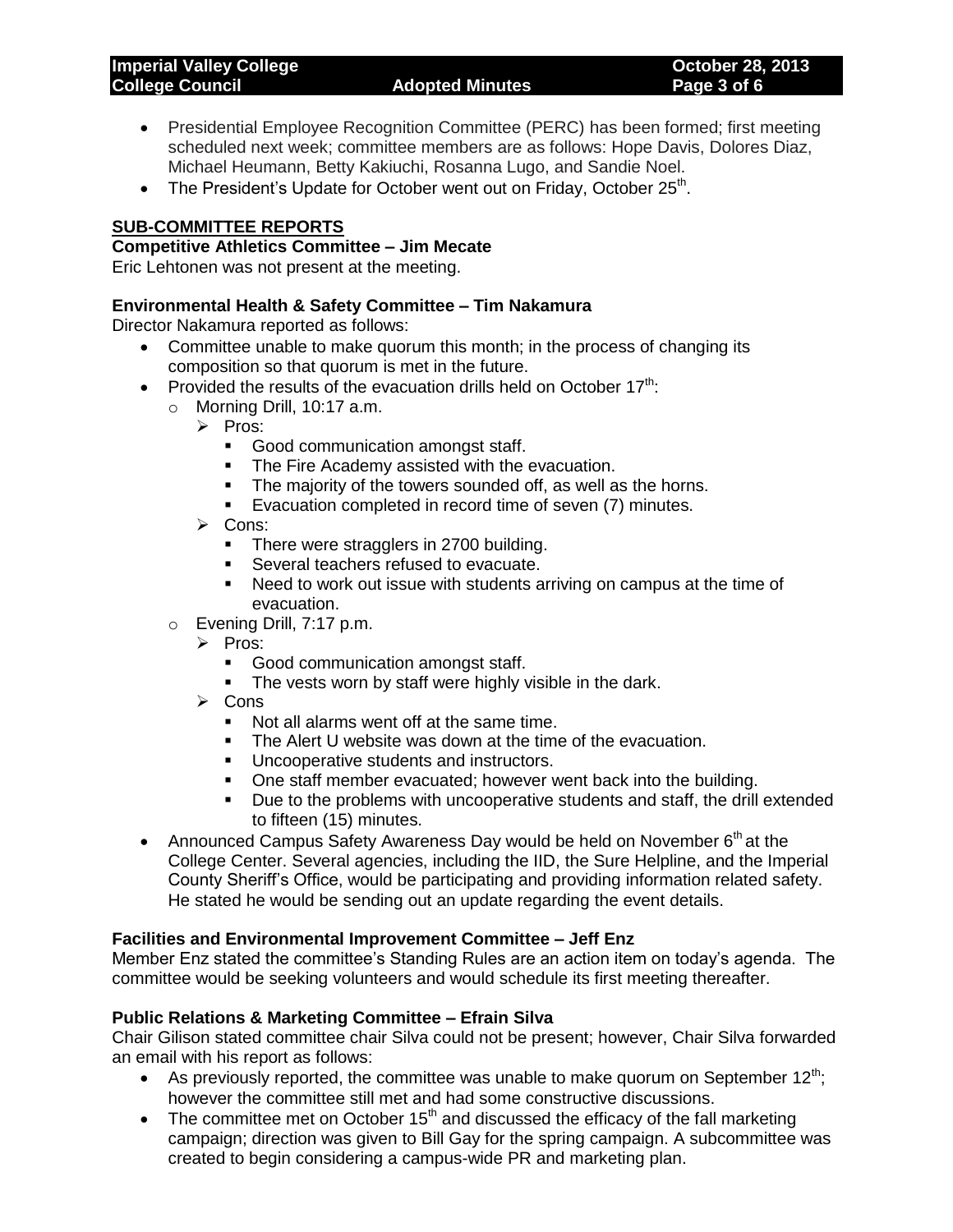- Presidential Employee Recognition Committee (PERC) has been formed; first meeting scheduled next week; committee members are as follows: Hope Davis, Dolores Diaz, Michael Heumann, Betty Kakiuchi, Rosanna Lugo, and Sandie Noel.
- The President's Update for October went out on Friday, October 25th.

## SUB-COMMITTEE REPORTS

**Competitive Athletics Committee – Jim Mecate**

Eric Lehtonen was not present at the meeting.

**Environmental Health & Safety Committee – Tim Nakamura**

Director Nakamura reported as follows:

- Committee unable to make quorum this month; in the process of changing its composition so that quorum is met in the future.
- Provided the results of the evacuation drills held on October 17th:
  - Morning Drill, 10:17 a.m.
    - Pros:
      - Good communication amongst staff.
      - The Fire Academy assisted with the evacuation.
      - The majority of the towers sounded off, as well as the horns.
      - Evacuation completed in record time of seven (7) minutes.
    - Cons:
      - There were stragglers in 2700 building.
      - Several teachers refused to evacuate.
      - Need to work out issue with students arriving on campus at the time of evacuation.
  - Evening Drill, 7:17 p.m.
    - Pros:
      - Good communication amongst staff.
      - The vests worn by staff were highly visible in the dark.
    - Cons
      - Not all alarms went off at the same time.
      - The Alert U website was down at the time of the evacuation.
      - Uncooperative students and instructors.
      - One staff member evacuated; however went back into the building.
      - Due to the problems with uncooperative students and staff, the drill extended to fifteen (15) minutes.
- Announced Campus Safety Awareness Day would be held on November 6th at the College Center. Several agencies, including the IID, the Sure Helpline, and the Imperial County Sheriff's Office, would be participating and providing information related safety. He stated he would be sending out an update regarding the event details.

**Facilities and Environmental Improvement Committee – Jeff Enz**

Member Enz stated the committee's Standing Rules are an action item on today's agenda. The committee would be seeking volunteers and would schedule its first meeting thereafter.

**Public Relations & Marketing Committee – Efrain Silva**

Chair Gilison stated committee chair Silva could not be present; however, Chair Silva forwarded an email with his report as follows:

- As previously reported, the committee was unable to make quorum on September 12th; however the committee still met and had some constructive discussions.
- The committee met on October 15th and discussed the efficacy of the fall marketing campaign; direction was given to Bill Gay for the spring campaign. A subcommittee was created to begin considering a campus-wide PR and marketing plan.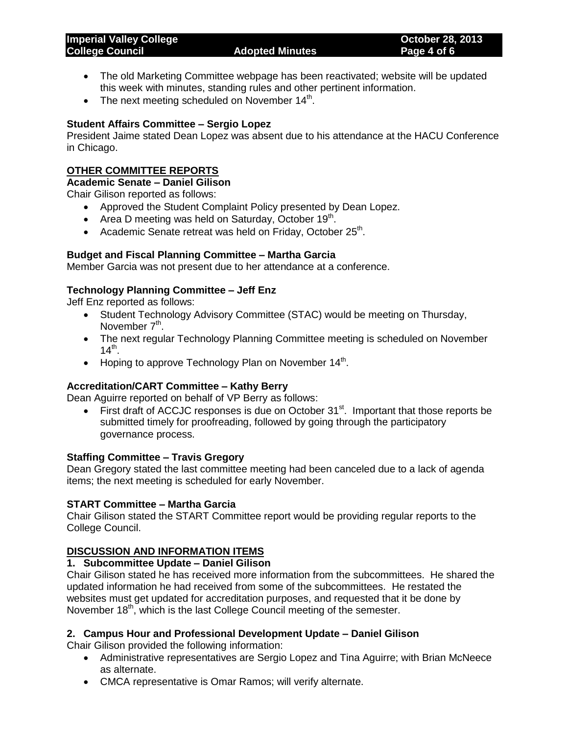- The old Marketing Committee webpage has been reactivated; website will be updated this week with minutes, standing rules and other pertinent information.
- The next meeting scheduled on November 14th.

**Student Affairs Committee – Sergio Lopez**
President Jaime stated Dean Lopez was absent due to his attendance at the HACU Conference in Chicago.

## OTHER COMMITTEE REPORTS

**Academic Senate – Daniel Gilison**
Chair Gilison reported as follows:

- Approved the Student Complaint Policy presented by Dean Lopez.
- Area D meeting was held on Saturday, October 19th.
- Academic Senate retreat was held on Friday, October 25th.

**Budget and Fiscal Planning Committee – Martha Garcia**
Member Garcia was not present due to her attendance at a conference.

**Technology Planning Committee – Jeff Enz**
Jeff Enz reported as follows:

- Student Technology Advisory Committee (STAC) would be meeting on Thursday, November 7th.
- The next regular Technology Planning Committee meeting is scheduled on November 14th.
- Hoping to approve Technology Plan on November 14th.

**Accreditation/CART Committee – Kathy Berry**
Dean Aguirre reported on behalf of VP Berry as follows:

- First draft of ACCJC responses is due on October 31st. Important that those reports be submitted timely for proofreading, followed by going through the participatory governance process.

**Staffing Committee – Travis Gregory**
Dean Gregory stated the last committee meeting had been canceled due to a lack of agenda items; the next meeting is scheduled for early November.

**START Committee – Martha Garcia**
Chair Gilison stated the START Committee report would be providing regular reports to the College Council.

## DISCUSSION AND INFORMATION ITEMS

**1. Subcommittee Update – Daniel Gilison**
Chair Gilison stated he has received more information from the subcommittees. He shared the updated information he had received from some of the subcommittees. He restated the websites must get updated for accreditation purposes, and requested that it be done by November 18th, which is the last College Council meeting of the semester.

**2. Campus Hour and Professional Development Update – Daniel Gilison**
Chair Gilison provided the following information:

- Administrative representatives are Sergio Lopez and Tina Aguirre; with Brian McNeece as alternate.
- CMCA representative is Omar Ramos; will verify alternate.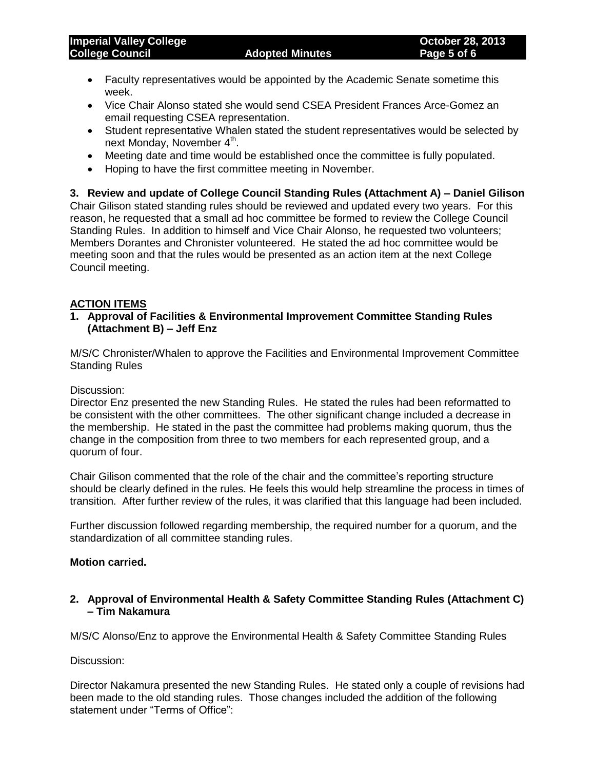- Faculty representatives would be appointed by the Academic Senate sometime this week.
- Vice Chair Alonso stated she would send CSEA President Frances Arce-Gomez an email requesting CSEA representation.
- Student representative Whalen stated the student representatives would be selected by next Monday, November 4th.
- Meeting date and time would be established once the committee is fully populated.
- Hoping to have the first committee meeting in November.

**3. Review and update of College Council Standing Rules (Attachment A) – Daniel Gilison**
Chair Gilison stated standing rules should be reviewed and updated every two years. For this reason, he requested that a small ad hoc committee be formed to review the College Council Standing Rules. In addition to himself and Vice Chair Alonso, he requested two volunteers; Members Dorantes and Chronister volunteered. He stated the ad hoc committee would be meeting soon and that the rules would be presented as an action item at the next College Council meeting.

## ACTION ITEMS

**1. Approval of Facilities & Environmental Improvement Committee Standing Rules (Attachment B) – Jeff Enz**

M/S/C Chronister/Whalen to approve the Facilities and Environmental Improvement Committee Standing Rules

Discussion:
Director Enz presented the new Standing Rules. He stated the rules had been reformatted to be consistent with the other committees. The other significant change included a decrease in the membership. He stated in the past the committee had problems making quorum, thus the change in the composition from three to two members for each represented group, and a quorum of four.

Chair Gilison commented that the role of the chair and the committee's reporting structure should be clearly defined in the rules. He feels this would help streamline the process in times of transition. After further review of the rules, it was clarified that this language had been included.

Further discussion followed regarding membership, the required number for a quorum, and the standardization of all committee standing rules.

**Motion carried.**

**2. Approval of Environmental Health & Safety Committee Standing Rules (Attachment C) – Tim Nakamura**

M/S/C Alonso/Enz to approve the Environmental Health & Safety Committee Standing Rules

Discussion:

Director Nakamura presented the new Standing Rules. He stated only a couple of revisions had been made to the old standing rules. Those changes included the addition of the following statement under "Terms of Office":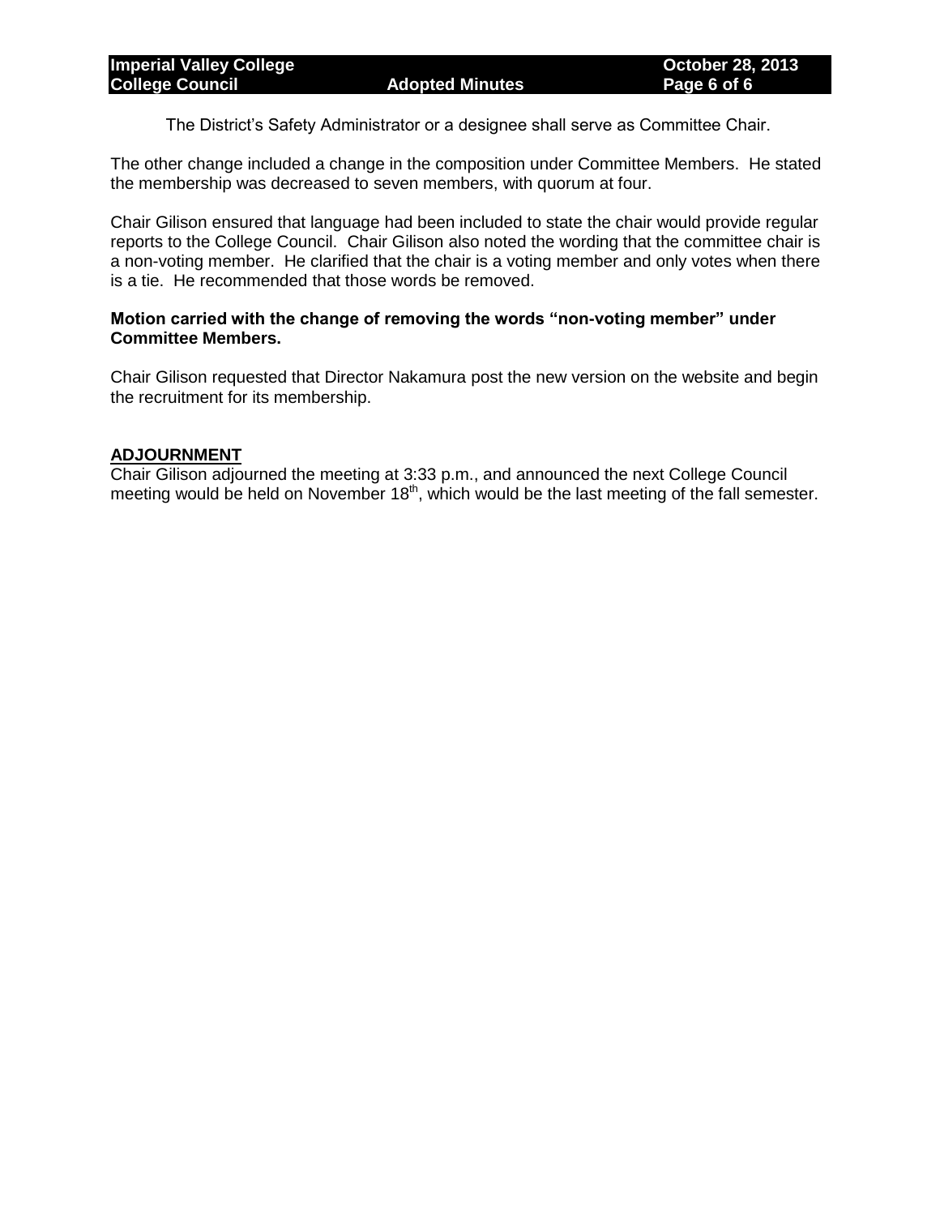The District's Safety Administrator or a designee shall serve as Committee Chair.

The other change included a change in the composition under Committee Members. He stated the membership was decreased to seven members, with quorum at four.

Chair Gilison ensured that language had been included to state the chair would provide regular reports to the College Council. Chair Gilison also noted the wording that the committee chair is a non-voting member. He clarified that the chair is a voting member and only votes when there is a tie. He recommended that those words be removed.

**Motion carried with the change of removing the words "non-voting member" under Committee Members.**

Chair Gilison requested that Director Nakamura post the new version on the website and begin the recruitment for its membership.

## ADJOURNMENT

Chair Gilison adjourned the meeting at 3:33 p.m., and announced the next College Council meeting would be held on November 18th, which would be the last meeting of the fall semester.